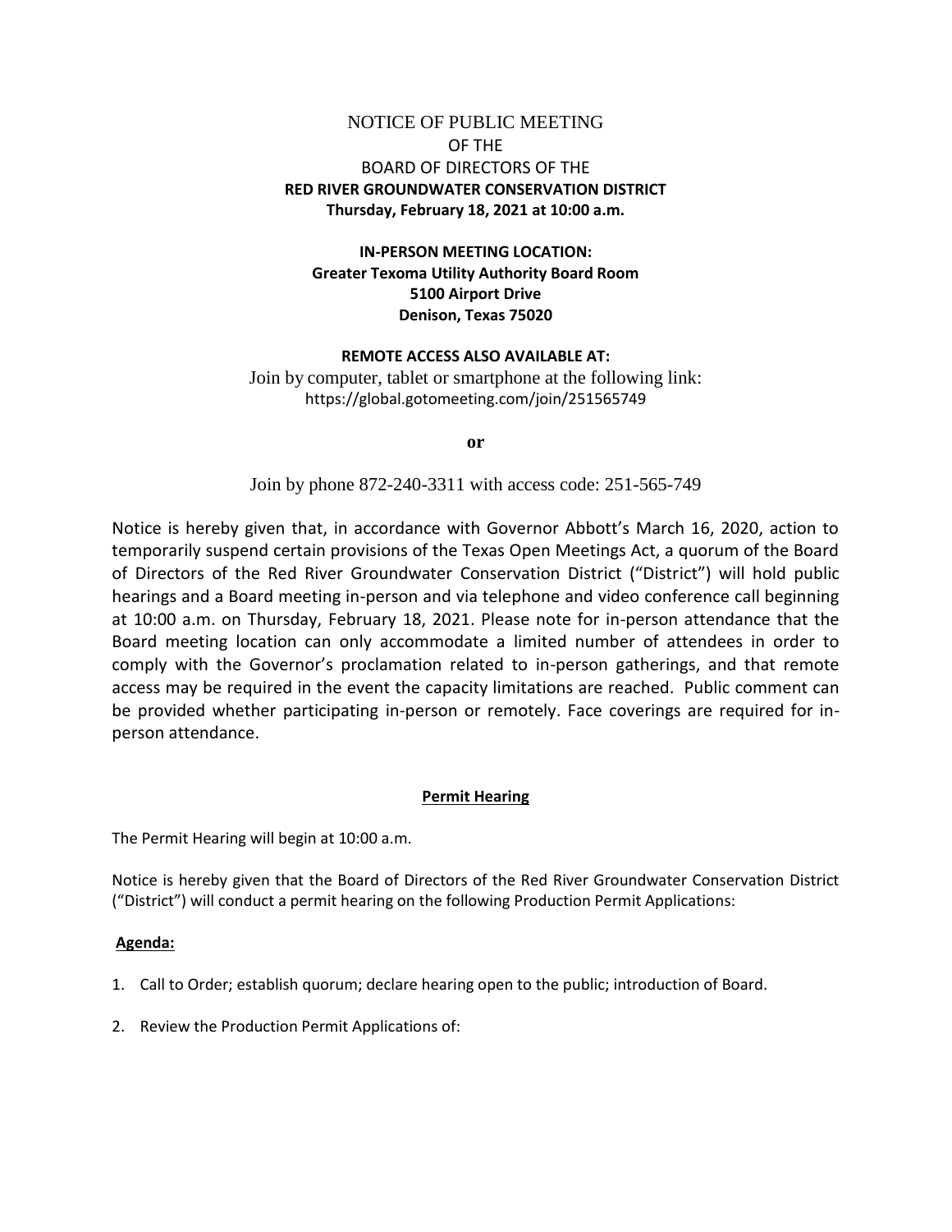NOTICE OF PUBLIC MEETING
OF THE
BOARD OF DIRECTORS OF THE
**RED RIVER GROUNDWATER CONSERVATION DISTRICT**
**Thursday, February 18, 2021 at 10:00 a.m.**

**IN-PERSON MEETING LOCATION:**
**Greater Texoma Utility Authority Board Room**
**5100 Airport Drive**
**Denison, Texas 75020**

**REMOTE ACCESS ALSO AVAILABLE AT:**
Join by computer, tablet or smartphone at the following link:
https://global.gotomeeting.com/join/251565749

**or**

Join by phone 872-240-3311 with access code: 251-565-749

Notice is hereby given that, in accordance with Governor Abbott's March 16, 2020, action to temporarily suspend certain provisions of the Texas Open Meetings Act, a quorum of the Board of Directors of the Red River Groundwater Conservation District ("District") will hold public hearings and a Board meeting in-person and via telephone and video conference call beginning at 10:00 a.m. on Thursday, February 18, 2021. Please note for in-person attendance that the Board meeting location can only accommodate a limited number of attendees in order to comply with the Governor's proclamation related to in-person gatherings, and that remote access may be required in the event the capacity limitations are reached. Public comment can be provided whether participating in-person or remotely. Face coverings are required for in-person attendance.

## Permit Hearing

The Permit Hearing will begin at 10:00 a.m.

Notice is hereby given that the Board of Directors of the Red River Groundwater Conservation District ("District") will conduct a permit hearing on the following Production Permit Applications:

**Agenda:**

1. Call to Order; establish quorum; declare hearing open to the public; introduction of Board.

2. Review the Production Permit Applications of: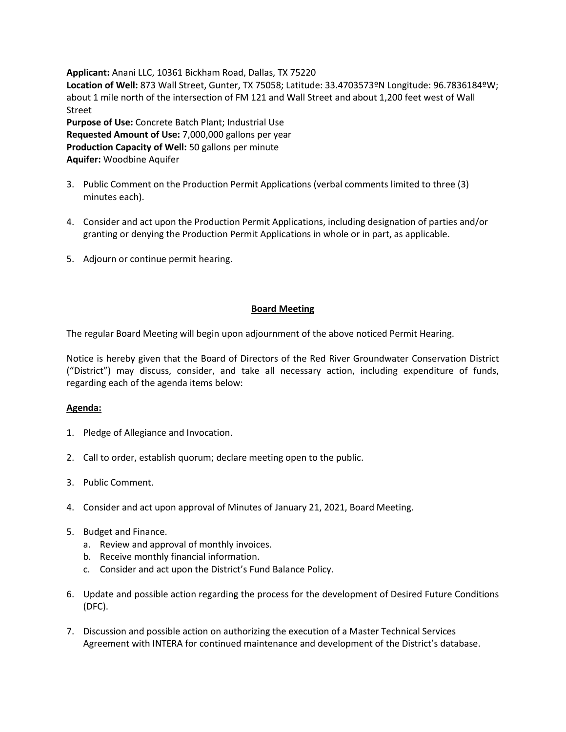**Applicant:** Anani LLC, 10361 Bickham Road, Dallas, TX 75220
**Location of Well:** 873 Wall Street, Gunter, TX 75058; Latitude: 33.4703573ºN Longitude: 96.7836184ºW; about 1 mile north of the intersection of FM 121 and Wall Street and about 1,200 feet west of Wall Street
**Purpose of Use:** Concrete Batch Plant; Industrial Use
**Requested Amount of Use:** 7,000,000 gallons per year
**Production Capacity of Well:** 50 gallons per minute
**Aquifer:** Woodbine Aquifer

3. Public Comment on the Production Permit Applications (verbal comments limited to three (3) minutes each).

4. Consider and act upon the Production Permit Applications, including designation of parties and/or granting or denying the Production Permit Applications in whole or in part, as applicable.

5. Adjourn or continue permit hearing.

## Board Meeting

The regular Board Meeting will begin upon adjournment of the above noticed Permit Hearing.

Notice is hereby given that the Board of Directors of the Red River Groundwater Conservation District ("District") may discuss, consider, and take all necessary action, including expenditure of funds, regarding each of the agenda items below:

**Agenda:**

1. Pledge of Allegiance and Invocation.

2. Call to order, establish quorum; declare meeting open to the public.

3. Public Comment.

4. Consider and act upon approval of Minutes of January 21, 2021, Board Meeting.

5. Budget and Finance.
   a. Review and approval of monthly invoices.
   b. Receive monthly financial information.
   c. Consider and act upon the District's Fund Balance Policy.

6. Update and possible action regarding the process for the development of Desired Future Conditions (DFC).

7. Discussion and possible action on authorizing the execution of a Master Technical Services Agreement with INTERA for continued maintenance and development of the District's database.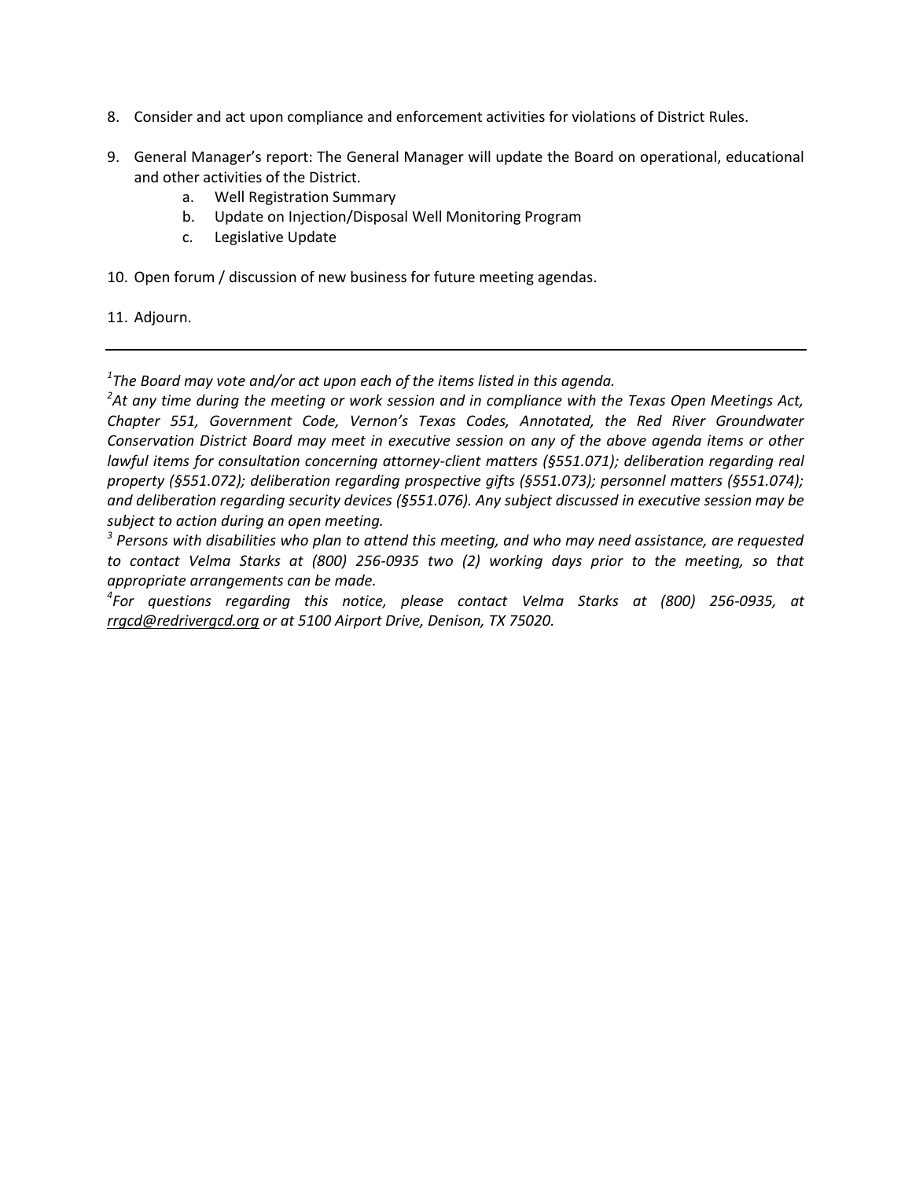8. Consider and act upon compliance and enforcement activities for violations of District Rules.

9. General Manager's report: The General Manager will update the Board on operational, educational and other activities of the District.
   a. Well Registration Summary
   b. Update on Injection/Disposal Well Monitoring Program
   c. Legislative Update

10. Open forum / discussion of new business for future meeting agendas.

11. Adjourn.

---

*[1]The Board may vote and/or act upon each of the items listed in this agenda.*
*[2]At any time during the meeting or work session and in compliance with the Texas Open Meetings Act, Chapter 551, Government Code, Vernon's Texas Codes, Annotated, the Red River Groundwater Conservation District Board may meet in executive session on any of the above agenda items or other lawful items for consultation concerning attorney-client matters (§551.071); deliberation regarding real property (§551.072); deliberation regarding prospective gifts (§551.073); personnel matters (§551.074); and deliberation regarding security devices (§551.076). Any subject discussed in executive session may be subject to action during an open meeting.*
*[3] Persons with disabilities who plan to attend this meeting, and who may need assistance, are requested to contact Velma Starks at (800) 256-0935 two (2) working days prior to the meeting, so that appropriate arrangements can be made.*
*[4]For questions regarding this notice, please contact Velma Starks at (800) 256-0935, at rrgcd@redrivergcd.org or at 5100 Airport Drive, Denison, TX 75020.*